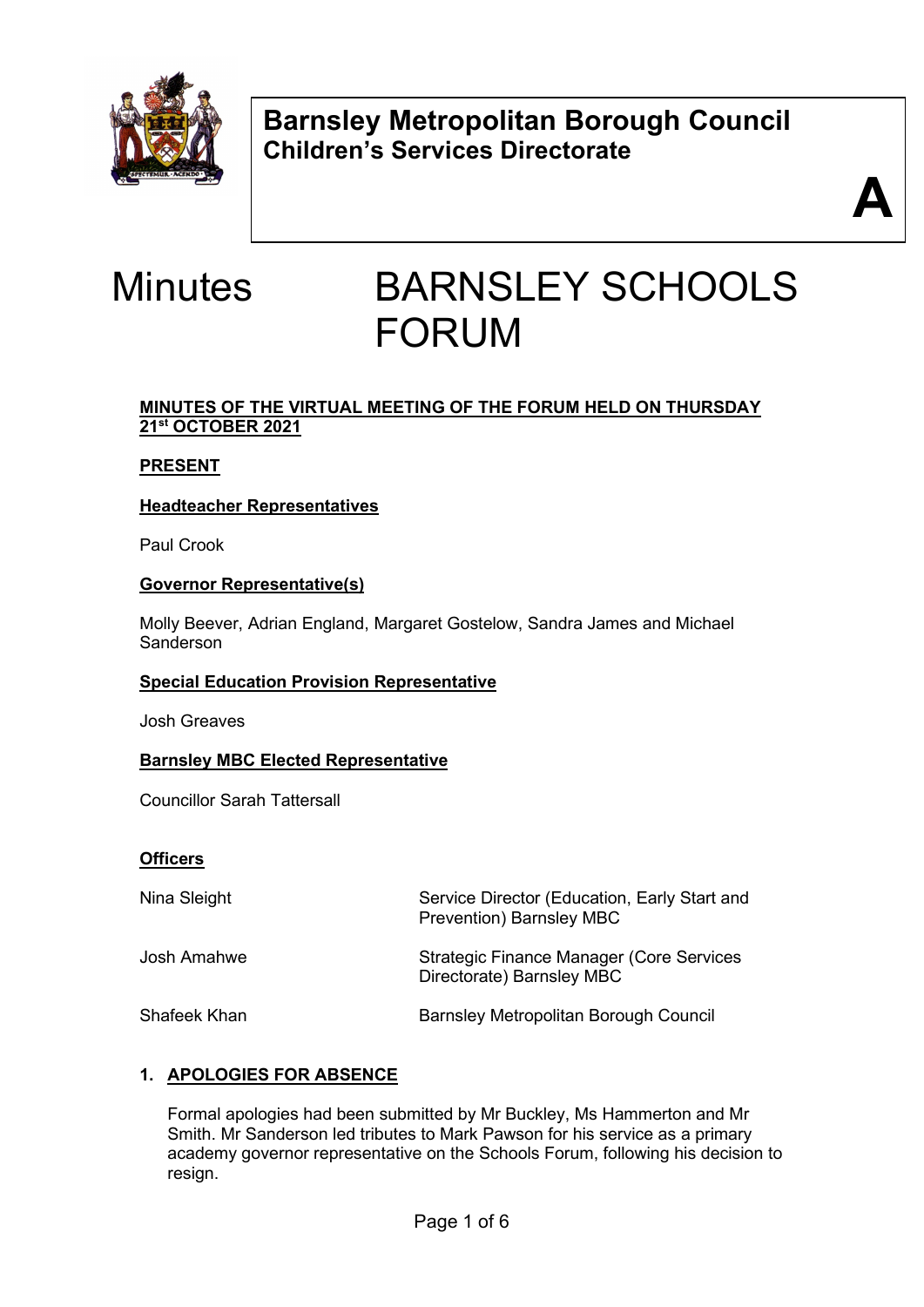**Barnsley Metropolitan Borough Council**
**Children's Services Directorate**

**A**

# Minutes BARNSLEY SCHOOLS FORUM

**MINUTES OF THE VIRTUAL MEETING OF THE FORUM HELD ON THURSDAY 21st OCTOBER 2021**

**PRESENT**

**Headteacher Representatives**

Paul Crook

**Governor Representative(s)**

Molly Beever, Adrian England, Margaret Gostelow, Sandra James and Michael Sanderson

**Special Education Provision Representative**

Josh Greaves

**Barnsley MBC Elected Representative**

Councillor Sarah Tattersall

**Officers**

| | |
|---|---|
| Nina Sleight | Service Director (Education, Early Start and Prevention) Barnsley MBC |
| Josh Amahwe | Strategic Finance Manager (Core Services Directorate) Barnsley MBC |
| Shafeek Khan | Barnsley Metropolitan Borough Council |

## 1. APOLOGIES FOR ABSENCE

Formal apologies had been submitted by Mr Buckley, Ms Hammerton and Mr Smith. Mr Sanderson led tributes to Mark Pawson for his service as a primary academy governor representative on the Schools Forum, following his decision to resign.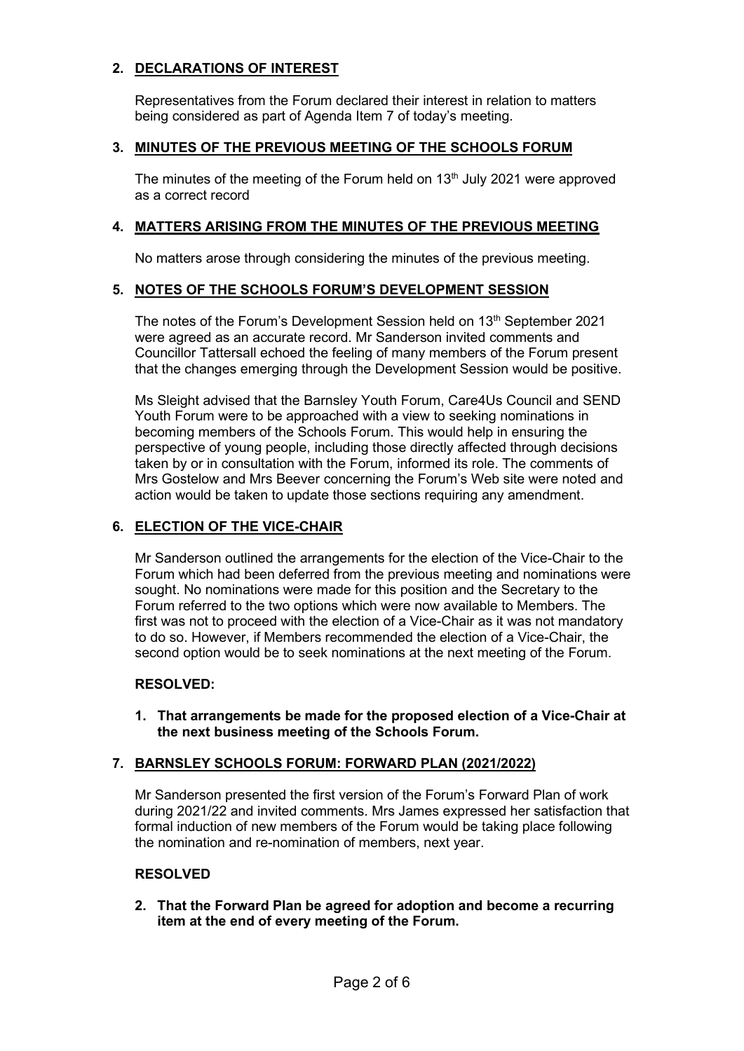## 2. DECLARATIONS OF INTEREST

Representatives from the Forum declared their interest in relation to matters being considered as part of Agenda Item 7 of today's meeting.

## 3. MINUTES OF THE PREVIOUS MEETING OF THE SCHOOLS FORUM

The minutes of the meeting of the Forum held on 13th July 2021 were approved as a correct record

## 4. MATTERS ARISING FROM THE MINUTES OF THE PREVIOUS MEETING

No matters arose through considering the minutes of the previous meeting.

## 5. NOTES OF THE SCHOOLS FORUM'S DEVELOPMENT SESSION

The notes of the Forum's Development Session held on 13th September 2021 were agreed as an accurate record. Mr Sanderson invited comments and Councillor Tattersall echoed the feeling of many members of the Forum present that the changes emerging through the Development Session would be positive.

Ms Sleight advised that the Barnsley Youth Forum, Care4Us Council and SEND Youth Forum were to be approached with a view to seeking nominations in becoming members of the Schools Forum. This would help in ensuring the perspective of young people, including those directly affected through decisions taken by or in consultation with the Forum, informed its role. The comments of Mrs Gostelow and Mrs Beever concerning the Forum's Web site were noted and action would be taken to update those sections requiring any amendment.

## 6. ELECTION OF THE VICE-CHAIR

Mr Sanderson outlined the arrangements for the election of the Vice-Chair to the Forum which had been deferred from the previous meeting and nominations were sought. No nominations were made for this position and the Secretary to the Forum referred to the two options which were now available to Members. The first was not to proceed with the election of a Vice-Chair as it was not mandatory to do so. However, if Members recommended the election of a Vice-Chair, the second option would be to seek nominations at the next meeting of the Forum.

**RESOLVED:**

1. **That arrangements be made for the proposed election of a Vice-Chair at the next business meeting of the Schools Forum.**

## 7. BARNSLEY SCHOOLS FORUM: FORWARD PLAN (2021/2022)

Mr Sanderson presented the first version of the Forum's Forward Plan of work during 2021/22 and invited comments. Mrs James expressed her satisfaction that formal induction of new members of the Forum would be taking place following the nomination and re-nomination of members, next year.

**RESOLVED**

2. **That the Forward Plan be agreed for adoption and become a recurring item at the end of every meeting of the Forum.**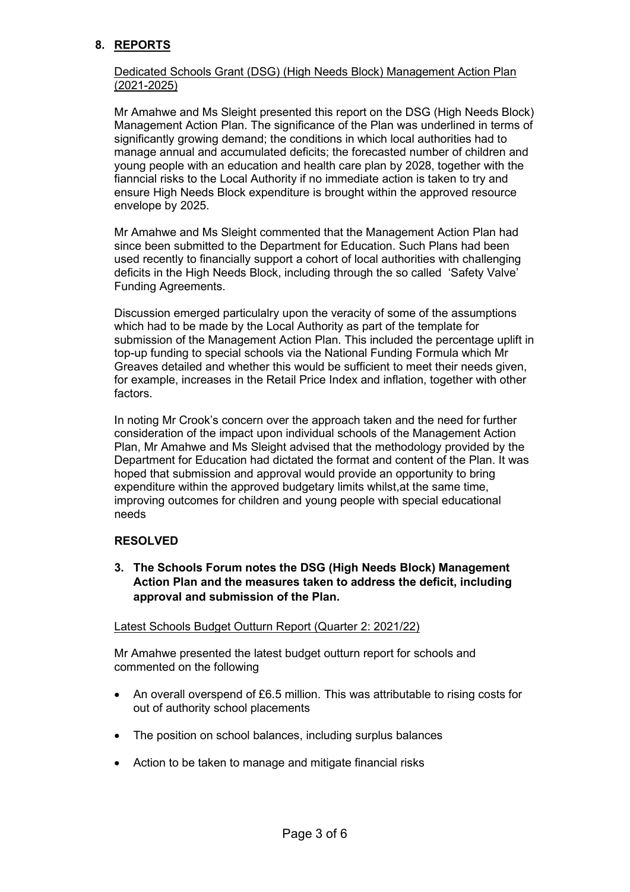## 8. REPORTS

Dedicated Schools Grant (DSG) (High Needs Block) Management Action Plan (2021-2025)

Mr Amahwe and Ms Sleight presented this report on the DSG (High Needs Block) Management Action Plan. The significance of the Plan was underlined in terms of significantly growing demand; the conditions in which local authorities had to manage annual and accumulated deficits; the forecasted number of children and young people with an education and health care plan by 2028, together with the fianncial risks to the Local Authority if no immediate action is taken to try and ensure High Needs Block expenditure is brought within the approved resource envelope by 2025.

Mr Amahwe and Ms Sleight commented that the Management Action Plan had since been submitted to the Department for Education. Such Plans had been used recently to financially support a cohort of local authorities with challenging deficits in the High Needs Block, including through the so called 'Safety Valve' Funding Agreements.

Discussion emerged particulalry upon the veracity of some of the assumptions which had to be made by the Local Authority as part of the template for submission of the Management Action Plan. This included the percentage uplift in top-up funding to special schools via the National Funding Formula which Mr Greaves detailed and whether this would be sufficient to meet their needs given, for example, increases in the Retail Price Index and inflation, together with other factors.

In noting Mr Crook's concern over the approach taken and the need for further consideration of the impact upon individual schools of the Management Action Plan, Mr Amahwe and Ms Sleight advised that the methodology provided by the Department for Education had dictated the format and content of the Plan. It was hoped that submission and approval would provide an opportunity to bring expenditure within the approved budgetary limits whilst,at the same time, improving outcomes for children and young people with special educational needs

**RESOLVED**

3. **The Schools Forum notes the DSG (High Needs Block) Management Action Plan and the measures taken to address the deficit, including approval and submission of the Plan.**

Latest Schools Budget Outturn Report (Quarter 2: 2021/22)

Mr Amahwe presented the latest budget outturn report for schools and commented on the following

- An overall overspend of £6.5 million. This was attributable to rising costs for out of authority school placements
- The position on school balances, including surplus balances
- Action to be taken to manage and mitigate financial risks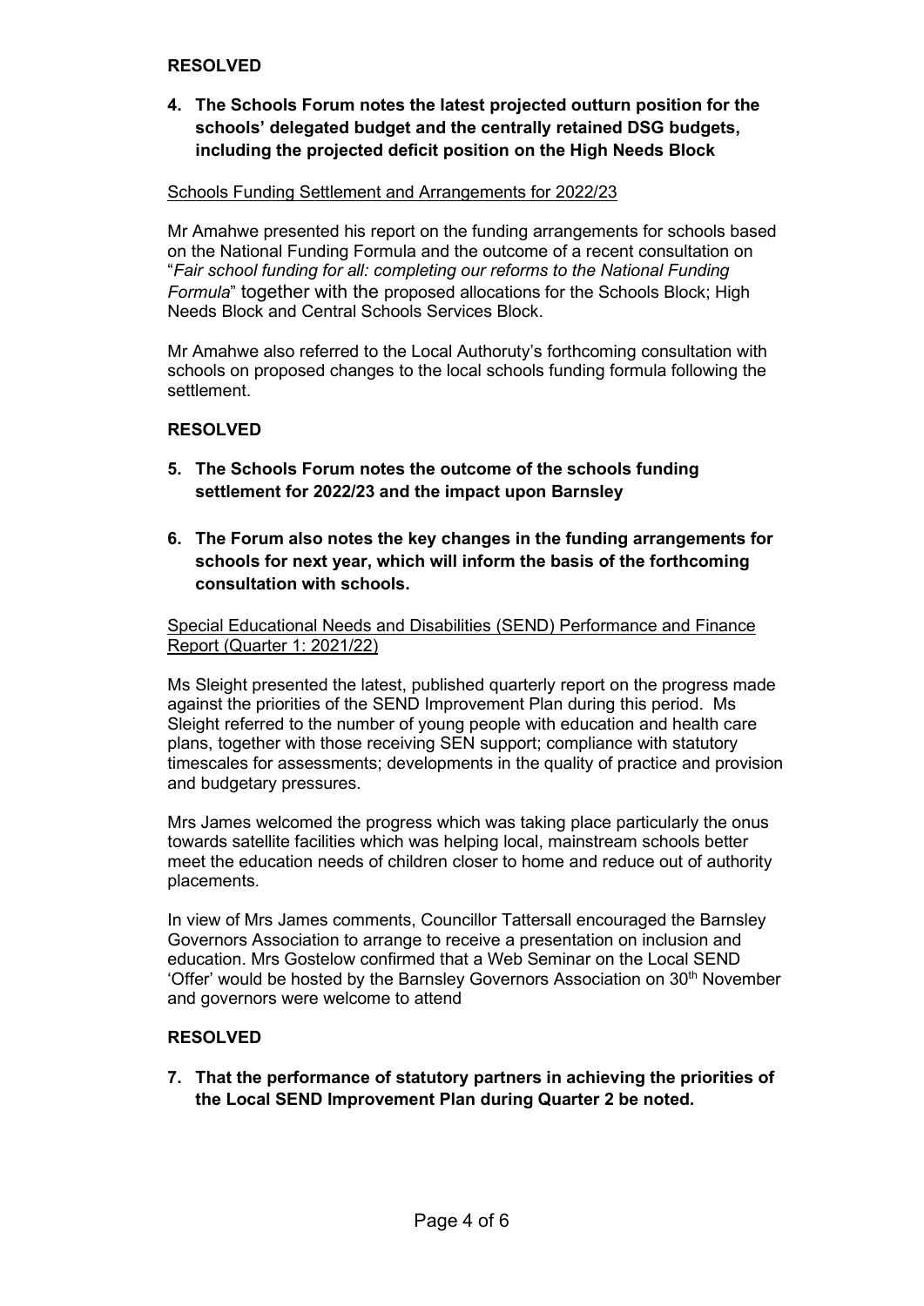**RESOLVED**

4. **The Schools Forum notes the latest projected outturn position for the schools' delegated budget and the centrally retained DSG budgets, including the projected deficit position on the High Needs Block**

Schools Funding Settlement and Arrangements for 2022/23

Mr Amahwe presented his report on the funding arrangements for schools based on the National Funding Formula and the outcome of a recent consultation on "*Fair school funding for all: completing our reforms to the National Funding Formula*" together with the proposed allocations for the Schools Block; High Needs Block and Central Schools Services Block.

Mr Amahwe also referred to the Local Authoruty's forthcoming consultation with schools on proposed changes to the local schools funding formula following the settlement.

**RESOLVED**

5. **The Schools Forum notes the outcome of the schools funding settlement for 2022/23 and the impact upon Barnsley**

6. **The Forum also notes the key changes in the funding arrangements for schools for next year, which will inform the basis of the forthcoming consultation with schools.**

Special Educational Needs and Disabilities (SEND) Performance and Finance Report (Quarter 1: 2021/22)

Ms Sleight presented the latest, published quarterly report on the progress made against the priorities of the SEND Improvement Plan during this period. Ms Sleight referred to the number of young people with education and health care plans, together with those receiving SEN support; compliance with statutory timescales for assessments; developments in the quality of practice and provision and budgetary pressures.

Mrs James welcomed the progress which was taking place particularly the onus towards satellite facilities which was helping local, mainstream schools better meet the education needs of children closer to home and reduce out of authority placements.

In view of Mrs James comments, Councillor Tattersall encouraged the Barnsley Governors Association to arrange to receive a presentation on inclusion and education. Mrs Gostelow confirmed that a Web Seminar on the Local SEND 'Offer' would be hosted by the Barnsley Governors Association on 30th November and governors were welcome to attend

**RESOLVED**

7. **That the performance of statutory partners in achieving the priorities of the Local SEND Improvement Plan during Quarter 2 be noted.**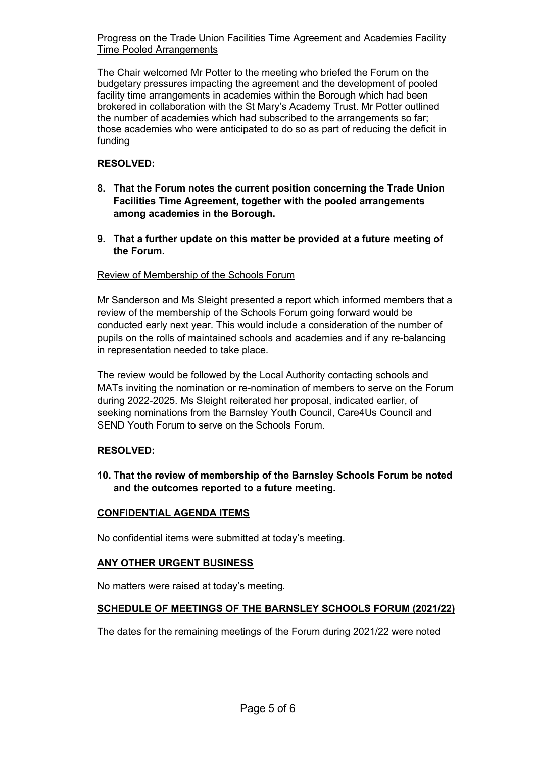Progress on the Trade Union Facilities Time Agreement and Academies Facility Time Pooled Arrangements

The Chair welcomed Mr Potter to the meeting who briefed the Forum on the budgetary pressures impacting the agreement and the development of pooled facility time arrangements in academies within the Borough which had been brokered in collaboration with the St Mary's Academy Trust. Mr Potter outlined the number of academies which had subscribed to the arrangements so far; those academies who were anticipated to do so as part of reducing the deficit in funding

**RESOLVED:**

8. **That the Forum notes the current position concerning the Trade Union Facilities Time Agreement, together with the pooled arrangements among academies in the Borough.**

9. **That a further update on this matter be provided at a future meeting of the Forum.**

Review of Membership of the Schools Forum

Mr Sanderson and Ms Sleight presented a report which informed members that a review of the membership of the Schools Forum going forward would be conducted early next year. This would include a consideration of the number of pupils on the rolls of maintained schools and academies and if any re-balancing in representation needed to take place.

The review would be followed by the Local Authority contacting schools and MATs inviting the nomination or re-nomination of members to serve on the Forum during 2022-2025. Ms Sleight reiterated her proposal, indicated earlier, of seeking nominations from the Barnsley Youth Council, Care4Us Council and SEND Youth Forum to serve on the Schools Forum.

**RESOLVED:**

10. **That the review of membership of the Barnsley Schools Forum be noted and the outcomes reported to a future meeting.**

## CONFIDENTIAL AGENDA ITEMS

No confidential items were submitted at today's meeting.

## ANY OTHER URGENT BUSINESS

No matters were raised at today's meeting.

## SCHEDULE OF MEETINGS OF THE BARNSLEY SCHOOLS FORUM (2021/22)

The dates for the remaining meetings of the Forum during 2021/22 were noted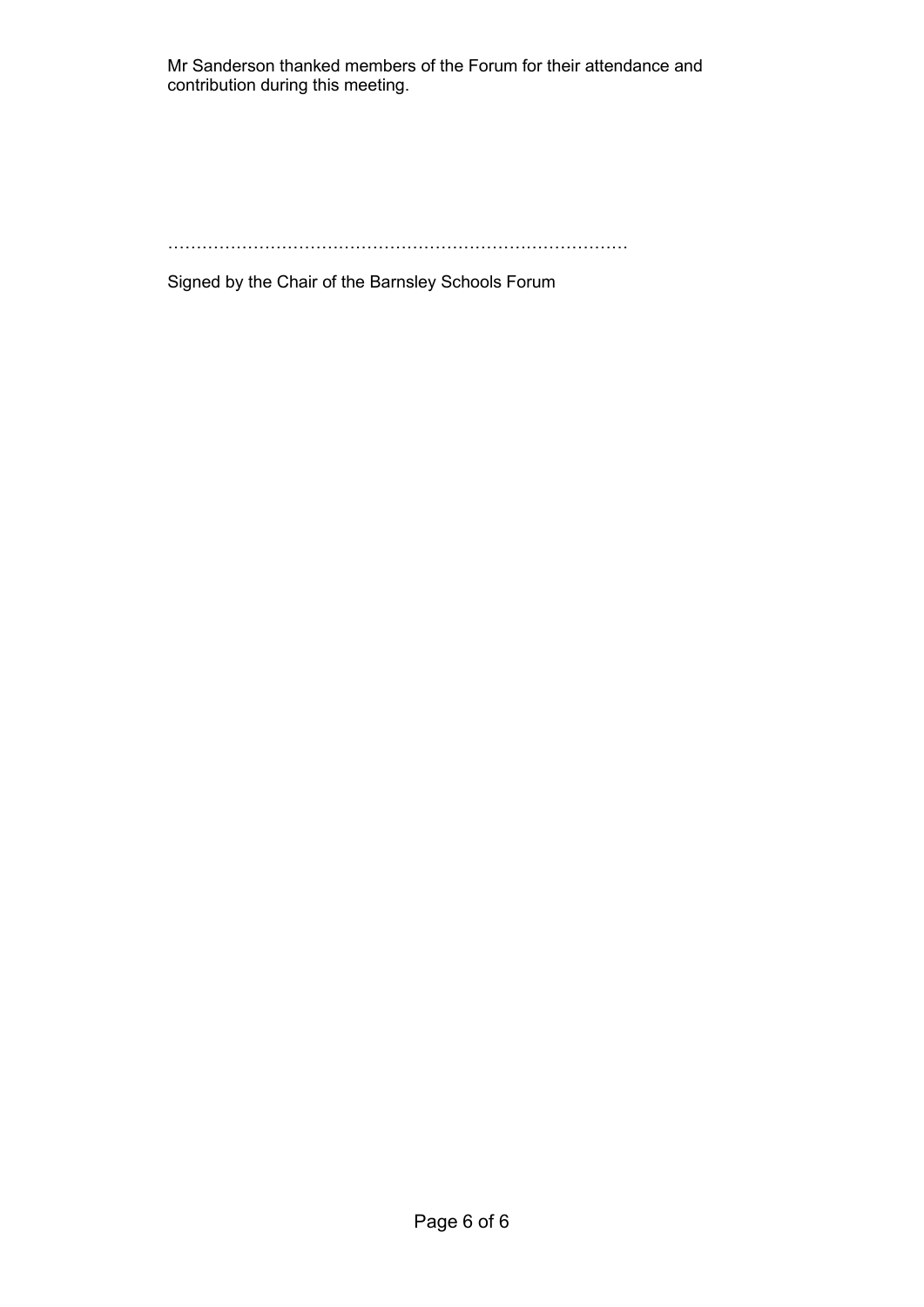Mr Sanderson thanked members of the Forum for their attendance and contribution during this meeting.

…………………………………………………………………………

Signed by the Chair of the Barnsley Schools Forum